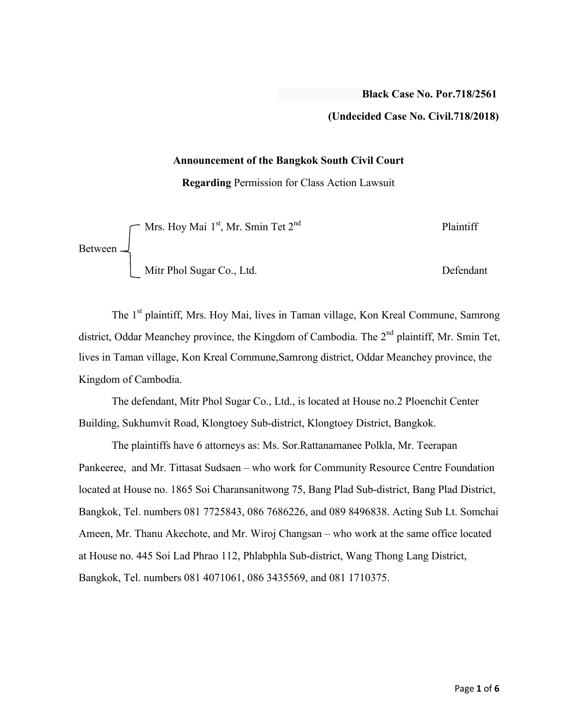**Black Case No. Por.718/2561**

**(Undecided Case No. Civil.718/2018)**

**Announcement of the Bangkok South Civil Court**

**Regarding** Permission for Class Action Lawsuit

Between

- Mrs. Hoy Mai 1st, Mr. Smin Tet 2nd — Plaintiff
- Mitr Phol Sugar Co., Ltd. — Defendant

The 1st plaintiff, Mrs. Hoy Mai, lives in Taman village, Kon Kreal Commune, Samrong district, Oddar Meanchey province, the Kingdom of Cambodia. The 2nd plaintiff, Mr. Smin Tet, lives in Taman village, Kon Kreal Commune,Samrong district, Oddar Meanchey province, the Kingdom of Cambodia.

The defendant, Mitr Phol Sugar Co., Ltd., is located at House no.2 Ploenchit Center Building, Sukhumvit Road, Klongtoey Sub-district, Klongtoey District, Bangkok.

The plaintiffs have 6 attorneys as: Ms. Sor.Rattanamanee Polkla, Mr. Teerapan Pankeeree, and Mr. Tittasat Sudsaen – who work for Community Resource Centre Foundation located at House no. 1865 Soi Charansanitwong 75, Bang Plad Sub-district, Bang Plad District, Bangkok, Tel. numbers 081 7725843, 086 7686226, and 089 8496838. Acting Sub Lt. Somchai Ameen, Mr. Thanu Akechote, and Mr. Wiroj Changsan – who work at the same office located at House no. 445 Soi Lad Phrao 112, Phlabphla Sub-district, Wang Thong Lang District, Bangkok, Tel. numbers 081 4071061, 086 3435569, and 081 1710375.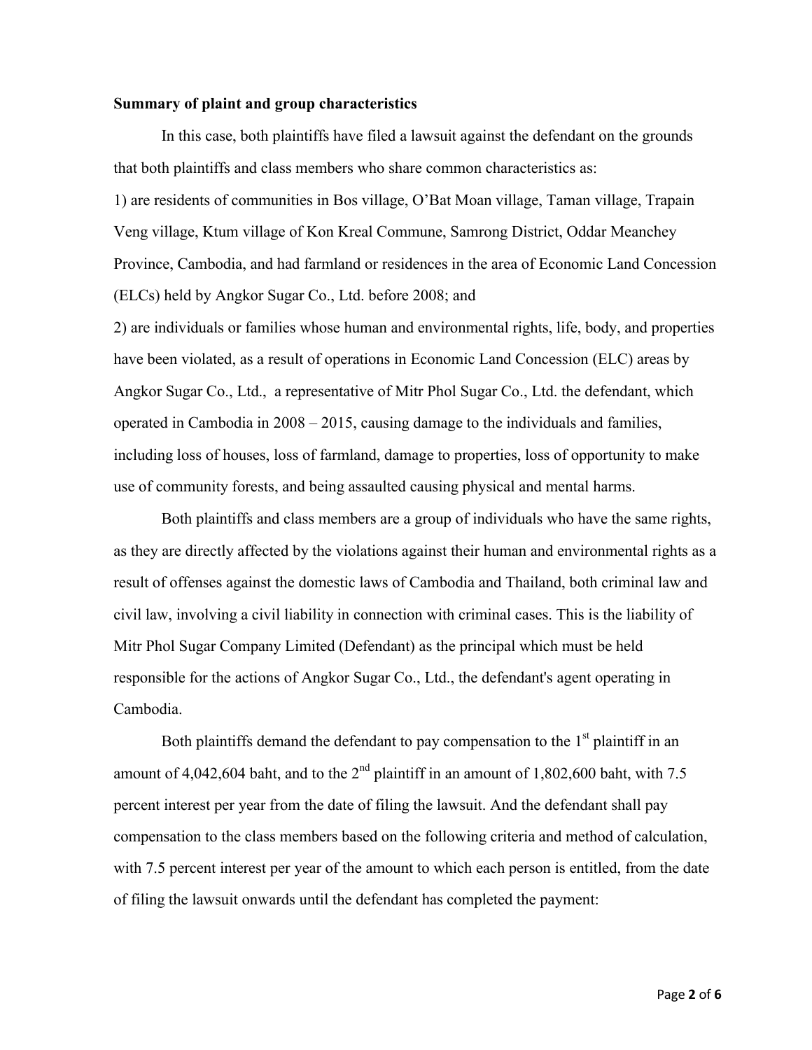**Summary of plaint and group characteristics**

In this case, both plaintiffs have filed a lawsuit against the defendant on the grounds that both plaintiffs and class members who share common characteristics as:

1) are residents of communities in Bos village, O'Bat Moan village, Taman village, Trapain Veng village, Ktum village of Kon Kreal Commune, Samrong District, Oddar Meanchey Province, Cambodia, and had farmland or residences in the area of Economic Land Concession (ELCs) held by Angkor Sugar Co., Ltd. before 2008; and

2) are individuals or families whose human and environmental rights, life, body, and properties have been violated, as a result of operations in Economic Land Concession (ELC) areas by Angkor Sugar Co., Ltd., a representative of Mitr Phol Sugar Co., Ltd. the defendant, which operated in Cambodia in 2008 – 2015, causing damage to the individuals and families, including loss of houses, loss of farmland, damage to properties, loss of opportunity to make use of community forests, and being assaulted causing physical and mental harms.

Both plaintiffs and class members are a group of individuals who have the same rights, as they are directly affected by the violations against their human and environmental rights as a result of offenses against the domestic laws of Cambodia and Thailand, both criminal law and civil law, involving a civil liability in connection with criminal cases. This is the liability of Mitr Phol Sugar Company Limited (Defendant) as the principal which must be held responsible for the actions of Angkor Sugar Co., Ltd., the defendant's agent operating in Cambodia.

Both plaintiffs demand the defendant to pay compensation to the 1st plaintiff in an amount of 4,042,604 baht, and to the 2nd plaintiff in an amount of 1,802,600 baht, with 7.5 percent interest per year from the date of filing the lawsuit. And the defendant shall pay compensation to the class members based on the following criteria and method of calculation, with 7.5 percent interest per year of the amount to which each person is entitled, from the date of filing the lawsuit onwards until the defendant has completed the payment: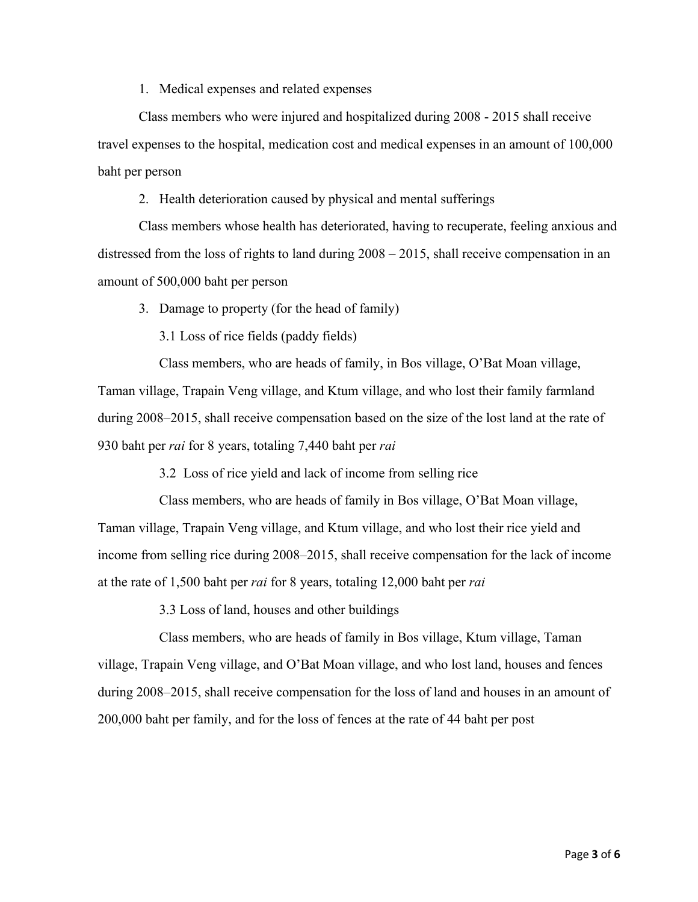1. Medical expenses and related expenses

Class members who were injured and hospitalized during 2008 - 2015 shall receive travel expenses to the hospital, medication cost and medical expenses in an amount of 100,000 baht per person

2. Health deterioration caused by physical and mental sufferings

Class members whose health has deteriorated, having to recuperate, feeling anxious and distressed from the loss of rights to land during 2008 – 2015, shall receive compensation in an amount of 500,000 baht per person

3. Damage to property (for the head of family)

3.1 Loss of rice fields (paddy fields)

Class members, who are heads of family, in Bos village, O'Bat Moan village, Taman village, Trapain Veng village, and Ktum village, and who lost their family farmland during 2008–2015, shall receive compensation based on the size of the lost land at the rate of 930 baht per *rai* for 8 years, totaling 7,440 baht per *rai*

3.2 Loss of rice yield and lack of income from selling rice

Class members, who are heads of family in Bos village, O'Bat Moan village, Taman village, Trapain Veng village, and Ktum village, and who lost their rice yield and income from selling rice during 2008–2015, shall receive compensation for the lack of income at the rate of 1,500 baht per *rai* for 8 years, totaling 12,000 baht per *rai*

3.3 Loss of land, houses and other buildings

Class members, who are heads of family in Bos village, Ktum village, Taman village, Trapain Veng village, and O'Bat Moan village, and who lost land, houses and fences during 2008–2015, shall receive compensation for the loss of land and houses in an amount of 200,000 baht per family, and for the loss of fences at the rate of 44 baht per post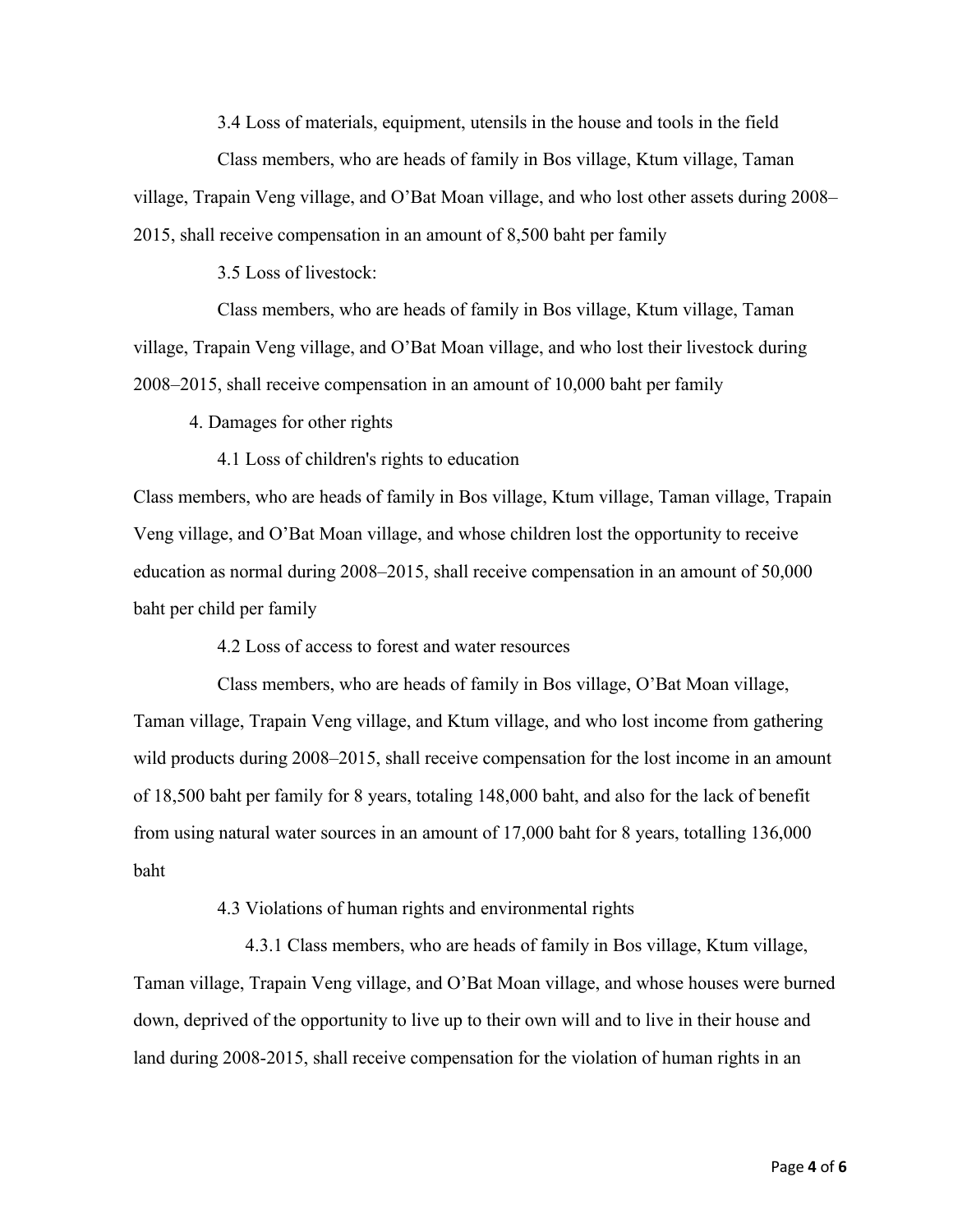3.4 Loss of materials, equipment, utensils in the house and tools in the field

Class members, who are heads of family in Bos village, Ktum village, Taman village, Trapain Veng village, and O'Bat Moan village, and who lost other assets during 2008–2015, shall receive compensation in an amount of 8,500 baht per family

3.5 Loss of livestock:

Class members, who are heads of family in Bos village, Ktum village, Taman village, Trapain Veng village, and O'Bat Moan village, and who lost their livestock during 2008–2015, shall receive compensation in an amount of 10,000 baht per family

4. Damages for other rights

4.1 Loss of children's rights to education

Class members, who are heads of family in Bos village, Ktum village, Taman village, Trapain Veng village, and O'Bat Moan village, and whose children lost the opportunity to receive education as normal during 2008–2015, shall receive compensation in an amount of 50,000 baht per child per family

4.2 Loss of access to forest and water resources

Class members, who are heads of family in Bos village, O'Bat Moan village, Taman village, Trapain Veng village, and Ktum village, and who lost income from gathering wild products during 2008–2015, shall receive compensation for the lost income in an amount of 18,500 baht per family for 8 years, totaling 148,000 baht, and also for the lack of benefit from using natural water sources in an amount of 17,000 baht for 8 years, totalling 136,000 baht

4.3 Violations of human rights and environmental rights

4.3.1 Class members, who are heads of family in Bos village, Ktum village, Taman village, Trapain Veng village, and O'Bat Moan village, and whose houses were burned down, deprived of the opportunity to live up to their own will and to live in their house and land during 2008-2015, shall receive compensation for the violation of human rights in an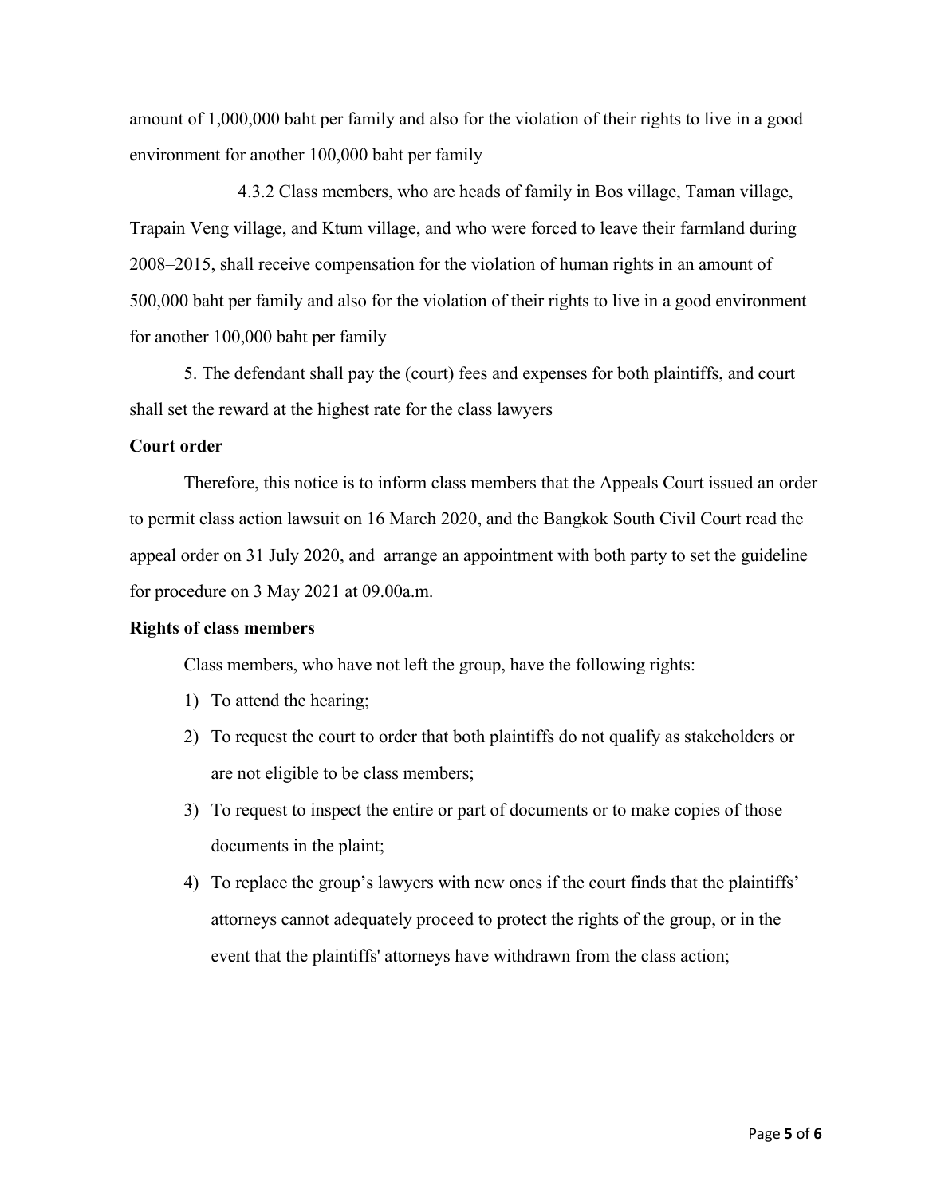amount of 1,000,000 baht per family and also for the violation of their rights to live in a good environment for another 100,000 baht per family

4.3.2 Class members, who are heads of family in Bos village, Taman village, Trapain Veng village, and Ktum village, and who were forced to leave their farmland during 2008–2015, shall receive compensation for the violation of human rights in an amount of 500,000 baht per family and also for the violation of their rights to live in a good environment for another 100,000 baht per family

5. The defendant shall pay the (court) fees and expenses for both plaintiffs, and court shall set the reward at the highest rate for the class lawyers

**Court order**

Therefore, this notice is to inform class members that the Appeals Court issued an order to permit class action lawsuit on 16 March 2020, and the Bangkok South Civil Court read the appeal order on 31 July 2020, and arrange an appointment with both party to set the guideline for procedure on 3 May 2021 at 09.00a.m.

**Rights of class members**

Class members, who have not left the group, have the following rights:

1) To attend the hearing;
2) To request the court to order that both plaintiffs do not qualify as stakeholders or are not eligible to be class members;
3) To request to inspect the entire or part of documents or to make copies of those documents in the plaint;
4) To replace the group's lawyers with new ones if the court finds that the plaintiffs' attorneys cannot adequately proceed to protect the rights of the group, or in the event that the plaintiffs' attorneys have withdrawn from the class action;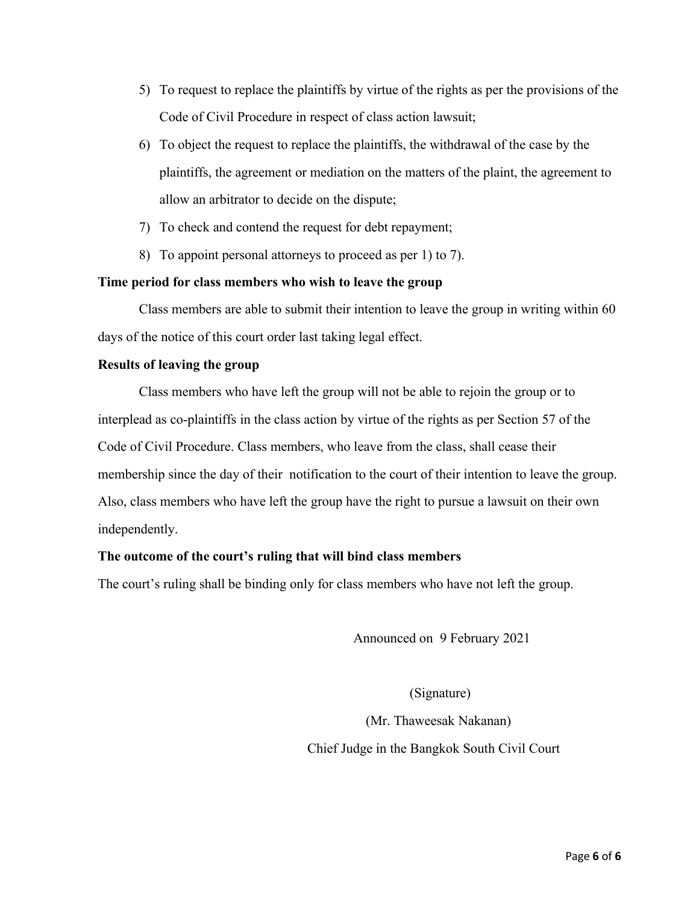5) To request to replace the plaintiffs by virtue of the rights as per the provisions of the Code of Civil Procedure in respect of class action lawsuit;
6) To object the request to replace the plaintiffs, the withdrawal of the case by the plaintiffs, the agreement or mediation on the matters of the plaint, the agreement to allow an arbitrator to decide on the dispute;
7) To check and contend the request for debt repayment;
8) To appoint personal attorneys to proceed as per 1) to 7).

**Time period for class members who wish to leave the group**

Class members are able to submit their intention to leave the group in writing within 60 days of the notice of this court order last taking legal effect.

**Results of leaving the group**

Class members who have left the group will not be able to rejoin the group or to interplead as co-plaintiffs in the class action by virtue of the rights as per Section 57 of the Code of Civil Procedure. Class members, who leave from the class, shall cease their membership since the day of their notification to the court of their intention to leave the group. Also, class members who have left the group have the right to pursue a lawsuit on their own independently.

**The outcome of the court's ruling that will bind class members**

The court's ruling shall be binding only for class members who have not left the group.

Announced on 9 February 2021

(Signature)

(Mr. Thaweesak Nakanan)

Chief Judge in the Bangkok South Civil Court